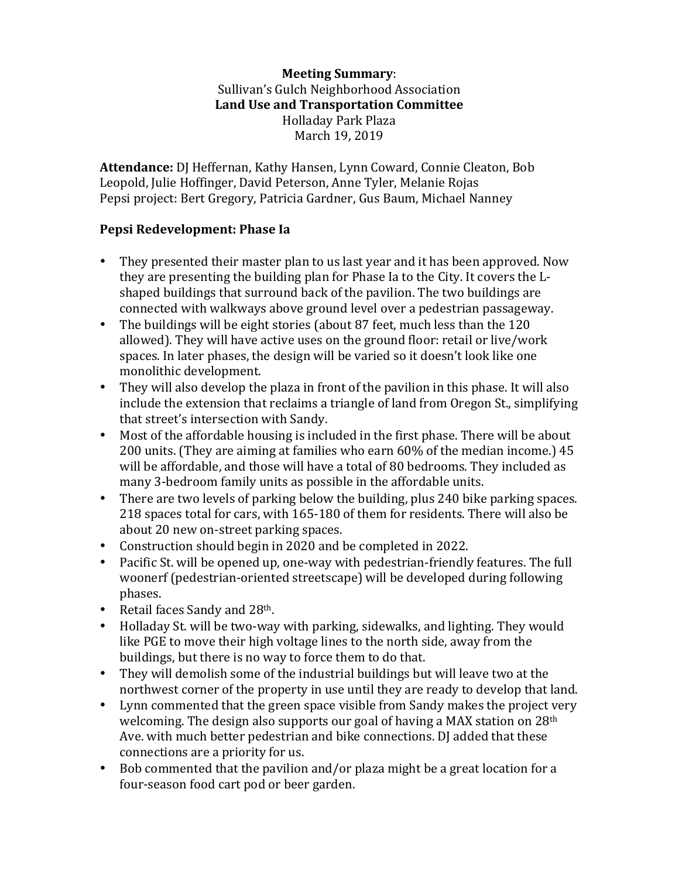**Meeting Summary**:
Sullivan's Gulch Neighborhood Association
**Land Use and Transportation Committee**
Holladay Park Plaza
March 19, 2019

**Attendance:** DJ Heffernan, Kathy Hansen, Lynn Coward, Connie Cleaton, Bob Leopold, Julie Hoffinger, David Peterson, Anne Tyler, Melanie Rojas
Pepsi project: Bert Gregory, Patricia Gardner, Gus Baum, Michael Nanney

## Pepsi Redevelopment: Phase Ia

- They presented their master plan to us last year and it has been approved. Now they are presenting the building plan for Phase Ia to the City. It covers the L-shaped buildings that surround back of the pavilion. The two buildings are connected with walkways above ground level over a pedestrian passageway.
- The buildings will be eight stories (about 87 feet, much less than the 120 allowed). They will have active uses on the ground floor: retail or live/work spaces. In later phases, the design will be varied so it doesn't look like one monolithic development.
- They will also develop the plaza in front of the pavilion in this phase. It will also include the extension that reclaims a triangle of land from Oregon St., simplifying that street's intersection with Sandy.
- Most of the affordable housing is included in the first phase. There will be about 200 units. (They are aiming at families who earn 60% of the median income.) 45 will be affordable, and those will have a total of 80 bedrooms. They included as many 3-bedroom family units as possible in the affordable units.
- There are two levels of parking below the building, plus 240 bike parking spaces. 218 spaces total for cars, with 165-180 of them for residents. There will also be about 20 new on-street parking spaces.
- Construction should begin in 2020 and be completed in 2022.
- Pacific St. will be opened up, one-way with pedestrian-friendly features. The full woonerf (pedestrian-oriented streetscape) will be developed during following phases.
- Retail faces Sandy and 28th.
- Holladay St. will be two-way with parking, sidewalks, and lighting. They would like PGE to move their high voltage lines to the north side, away from the buildings, but there is no way to force them to do that.
- They will demolish some of the industrial buildings but will leave two at the northwest corner of the property in use until they are ready to develop that land.
- Lynn commented that the green space visible from Sandy makes the project very welcoming. The design also supports our goal of having a MAX station on 28th Ave. with much better pedestrian and bike connections. DJ added that these connections are a priority for us.
- Bob commented that the pavilion and/or plaza might be a great location for a four-season food cart pod or beer garden.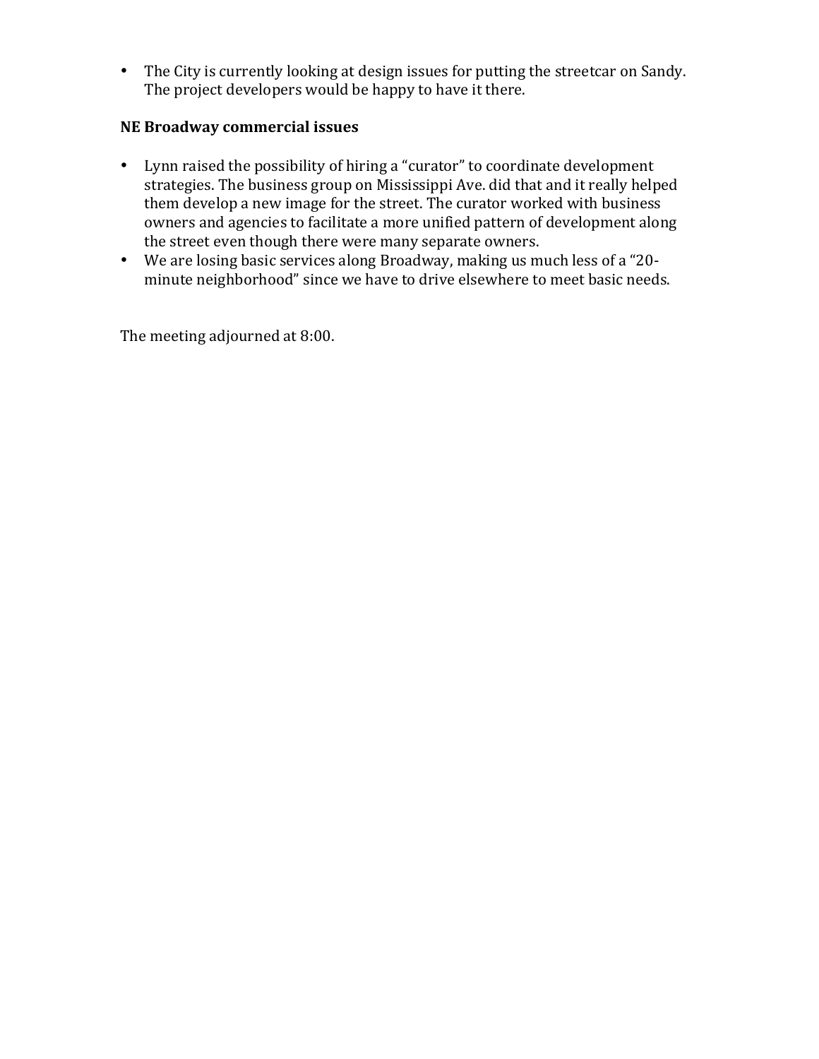- The City is currently looking at design issues for putting the streetcar on Sandy. The project developers would be happy to have it there.

**NE Broadway commercial issues**

- Lynn raised the possibility of hiring a "curator" to coordinate development strategies. The business group on Mississippi Ave. did that and it really helped them develop a new image for the street. The curator worked with business owners and agencies to facilitate a more unified pattern of development along the street even though there were many separate owners.
- We are losing basic services along Broadway, making us much less of a "20-minute neighborhood" since we have to drive elsewhere to meet basic needs.

The meeting adjourned at 8:00.